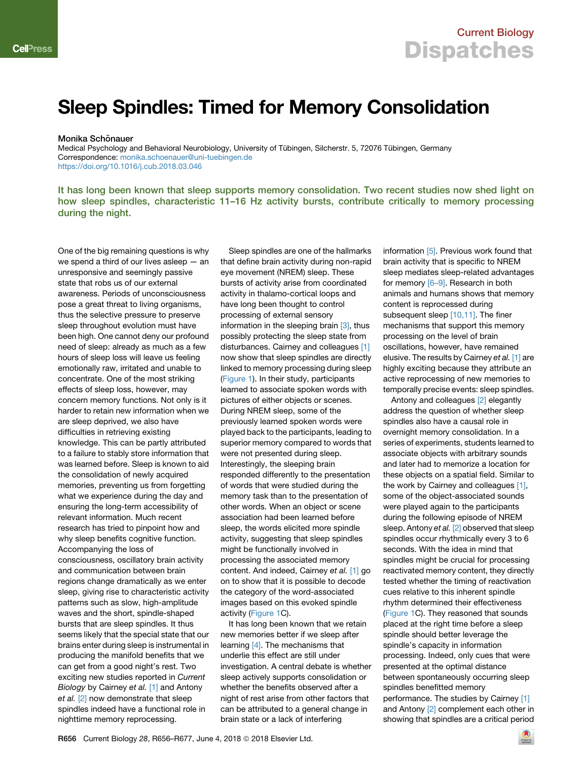# Sleep Spindles: Timed for Memory Consolidation

**Monika Schönauer**

Medical Psychology and Behavioral Neurobiology, University of Tübingen, Silcherstr. 5, 72076 Tübingen, Germany
Correspondence: monika.schoenauer@uni-tuebingen.de
https://doi.org/10.1016/j.cub.2018.03.046

**It has long been known that sleep supports memory consolidation. Two recent studies now shed light on how sleep spindles, characteristic 11–16 Hz activity bursts, contribute critically to memory processing during the night.**

One of the big remaining questions is why we spend a third of our lives asleep — an unresponsive and seemingly passive state that robs us of our external awareness. Periods of unconsciousness pose a great threat to living organisms, thus the selective pressure to preserve sleep throughout evolution must have been high. One cannot deny our profound need of sleep: already as much as a few hours of sleep loss will leave us feeling emotionally raw, irritated and unable to concentrate. One of the most striking effects of sleep loss, however, may concern memory functions. Not only is it harder to retain new information when we are sleep deprived, we also have difficulties in retrieving existing knowledge. This can be partly attributed to a failure to stably store information that was learned before. Sleep is known to aid the consolidation of newly acquired memories, preventing us from forgetting what we experience during the day and ensuring the long-term accessibility of relevant information. Much recent research has tried to pinpoint how and why sleep benefits cognitive function. Accompanying the loss of consciousness, oscillatory brain activity and communication between brain regions change dramatically as we enter sleep, giving rise to characteristic activity patterns such as slow, high-amplitude waves and the short, spindle-shaped bursts that are sleep spindles. It thus seems likely that the special state that our brains enter during sleep is instrumental in producing the manifold benefits that we can get from a good night's rest. Two exciting new studies reported in *Current Biology* by Cairney *et al.* [1] and Antony *et al.* [2] now demonstrate that sleep spindles indeed have a functional role in nighttime memory reprocessing.

Sleep spindles are one of the hallmarks that define brain activity during non-rapid eye movement (NREM) sleep. These bursts of activity arise from coordinated activity in thalamo-cortical loops and have long been thought to control processing of external sensory information in the sleeping brain [3], thus possibly protecting the sleep state from disturbances. Cairney and colleagues [1] now show that sleep spindles are directly linked to memory processing during sleep (Figure 1). In their study, participants learned to associate spoken words with pictures of either objects or scenes. During NREM sleep, some of the previously learned spoken words were played back to the participants, leading to superior memory compared to words that were not presented during sleep. Interestingly, the sleeping brain responded differently to the presentation of words that were studied during the memory task than to the presentation of other words. When an object or scene association had been learned before sleep, the words elicited more spindle activity, suggesting that sleep spindles might be functionally involved in processing the associated memory content. And indeed, Cairney *et al.* [1] go on to show that it is possible to decode the category of the word-associated images based on this evoked spindle activity (Figure 1C).

It has long been known that we retain new memories better if we sleep after learning [4]. The mechanisms that underlie this effect are still under investigation. A central debate is whether sleep actively supports consolidation or whether the benefits observed after a night of rest arise from other factors that can be attributed to a general change in brain state or a lack of interfering information [5]. Previous work found that brain activity that is specific to NREM sleep mediates sleep-related advantages for memory [6–9]. Research in both animals and humans shows that memory content is reprocessed during subsequent sleep [10,11]. The finer mechanisms that support this memory processing on the level of brain oscillations, however, have remained elusive. The results by Cairney *et al.* [1] are highly exciting because they attribute an active reprocessing of new memories to temporally precise events: sleep spindles.

Antony and colleagues [2] elegantly address the question of whether sleep spindles also have a causal role in overnight memory consolidation. In a series of experiments, students learned to associate objects with arbitrary sounds and later had to memorize a location for these objects on a spatial field. Similar to the work by Cairney and colleagues [1], some of the object-associated sounds were played again to the participants during the following episode of NREM sleep. Antony *et al.* [2] observed that sleep spindles occur rhythmically every 3 to 6 seconds. With the idea in mind that spindles might be crucial for processing reactivated memory content, they directly tested whether the timing of reactivation cues relative to this inherent spindle rhythm determined their effectiveness (Figure 1C). They reasoned that sounds placed at the right time before a sleep spindle should better leverage the spindle's capacity in information processing. Indeed, only cues that were presented at the optimal distance between spontaneously occurring sleep spindles benefitted memory performance. The studies by Cairney [1] and Antony [2] complement each other in showing that spindles are a critical period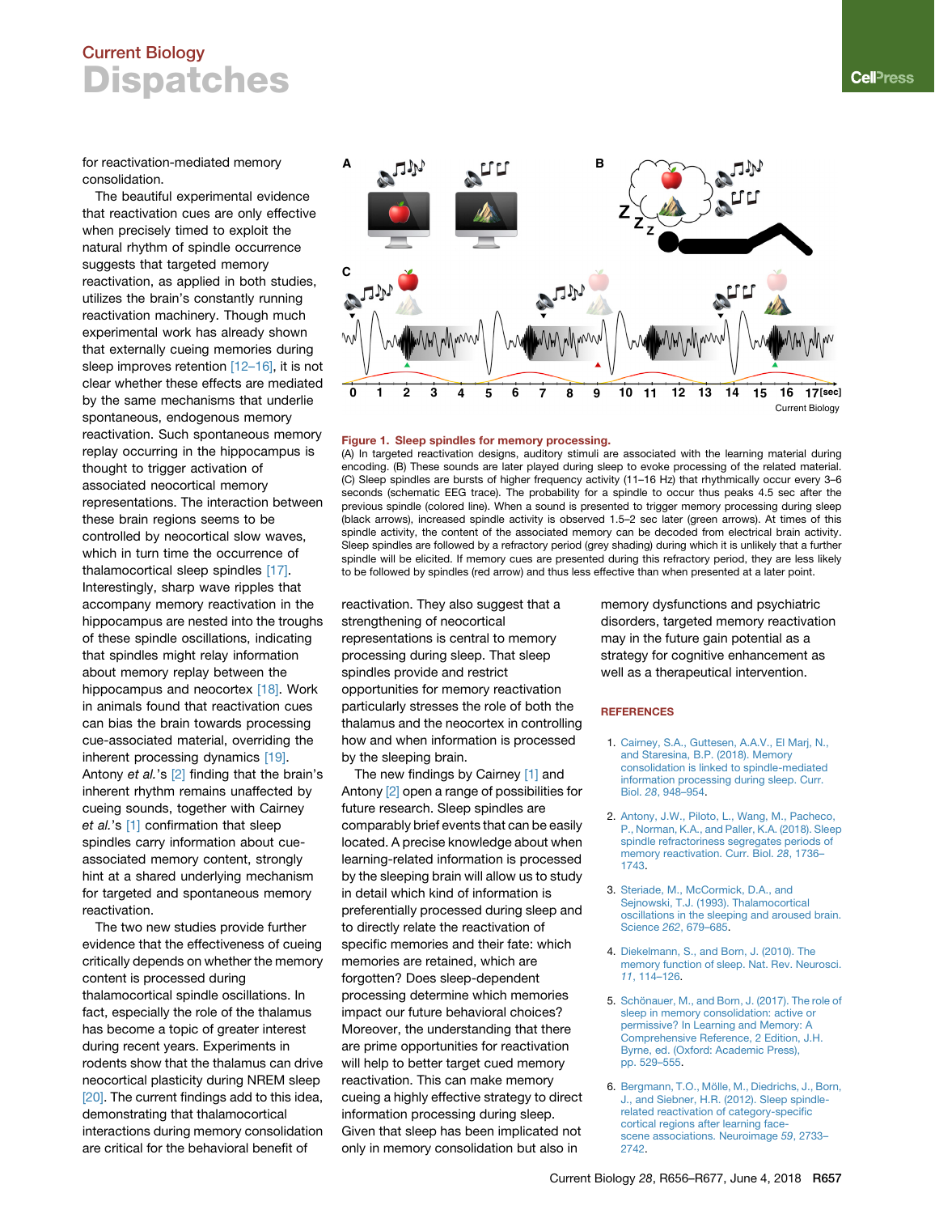for reactivation-mediated memory consolidation.

The beautiful experimental evidence that reactivation cues are only effective when precisely timed to exploit the natural rhythm of spindle occurrence suggests that targeted memory reactivation, as applied in both studies, utilizes the brain's constantly running reactivation machinery. Though much experimental work has already shown that externally cueing memories during sleep improves retention [12–16], it is not clear whether these effects are mediated by the same mechanisms that underlie spontaneous, endogenous memory reactivation. Such spontaneous memory replay occurring in the hippocampus is thought to trigger activation of associated neocortical memory representations. The interaction between these brain regions seems to be controlled by neocortical slow waves, which in turn time the occurrence of thalamocortical sleep spindles [17]. Interestingly, sharp wave ripples that accompany memory reactivation in the hippocampus are nested into the troughs of these spindle oscillations, indicating that spindles might relay information about memory replay between the hippocampus and neocortex [18]. Work in animals found that reactivation cues can bias the brain towards processing cue-associated material, overriding the inherent processing dynamics [19]. Antony *et al.*'s [2] finding that the brain's inherent rhythm remains unaffected by cueing sounds, together with Cairney *et al.*'s [1] confirmation that sleep spindles carry information about cue-associated memory content, strongly hint at a shared underlying mechanism for targeted and spontaneous memory reactivation.

The two new studies provide further evidence that the effectiveness of cueing critically depends on whether the memory content is processed during thalamocortical spindle oscillations. In fact, especially the role of the thalamus has become a topic of greater interest during recent years. Experiments in rodents show that the thalamus can drive neocortical plasticity during NREM sleep [20]. The current findings add to this idea, demonstrating that thalamocortical interactions during memory consolidation are critical for the behavioral benefit of reactivation. They also suggest that a strengthening of neocortical representations is central to memory processing during sleep. That sleep spindles provide and restrict opportunities for memory reactivation particularly stresses the role of both the thalamus and the neocortex in controlling how and when information is processed by the sleeping brain.

The new findings by Cairney [1] and Antony [2] open a range of possibilities for future research. Sleep spindles are comparably brief events that can be easily located. A precise knowledge about when learning-related information is processed by the sleeping brain will allow us to study in detail which kind of information is preferentially processed during sleep and to directly relate the reactivation of specific memories and their fate: which memories are retained, which are forgotten? Does sleep-dependent processing determine which memories impact our future behavioral choices? Moreover, the understanding that there are prime opportunities for reactivation will help to better target cued memory reactivation. This can make memory cueing a highly effective strategy to direct information processing during sleep. Given that sleep has been implicated not only in memory consolidation but also in memory dysfunctions and psychiatric disorders, targeted memory reactivation may in the future gain potential as a strategy for cognitive enhancement as well as a therapeutical intervention.

A

B

C

Z Z Z

0 1 2 3 4 5 6 7 8 9 10 11 12 13 14 15 16 17[sec]

Current Biology

**Figure 1. Sleep spindles for memory processing.**

(A) In targeted reactivation designs, auditory stimuli are associated with the learning material during encoding. (B) These sounds are later played during sleep to evoke processing of the related material. (C) Sleep spindles are bursts of higher frequency activity (11–16 Hz) that rhythmically occur every 3–6 seconds (schematic EEG trace). The probability for a spindle to occur thus peaks 4.5 sec after the previous spindle (colored line). When a sound is presented to trigger memory processing during sleep (black arrows), increased spindle activity is observed 1.5–2 sec later (green arrows). At times of this spindle activity, the content of the associated memory can be decoded from electrical brain activity. Sleep spindles are followed by a refractory period (grey shading) during which it is unlikely that a further spindle will be elicited. If memory cues are presented during this refractory period, they are less likely to be followed by spindles (red arrow) and thus less effective than when presented at a later point.

## REFERENCES

1. Cairney, S.A., Guttesen, A.A.V., El Marj, N., and Staresina, B.P. (2018). Memory consolidation is linked to spindle-mediated information processing during sleep. Curr. Biol. *28*, 948–954.
2. Antony, J.W., Piloto, L., Wang, M., Pacheco, P., Norman, K.A., and Paller, K.A. (2018). Sleep spindle refractoriness segregates periods of memory reactivation. Curr. Biol. *28*, 1736–1743.
3. Steriade, M., McCormick, D.A., and Sejnowski, T.J. (1993). Thalamocortical oscillations in the sleeping and aroused brain. Science *262*, 679–685.
4. Diekelmann, S., and Born, J. (2010). The memory function of sleep. Nat. Rev. Neurosci. *11*, 114–126.
5. Schönauer, M., and Born, J. (2017). The role of sleep in memory consolidation: active or permissive? In Learning and Memory: A Comprehensive Reference, 2 Edition, J.H. Byrne, ed. (Oxford: Academic Press), pp. 529–555.
6. Bergmann, T.O., Mölle, M., Diedrichs, J., Born, J., and Siebner, H.R. (2012). Sleep spindle-related reactivation of category-specific cortical regions after learning face-scene associations. Neuroimage *59*, 2733–2742.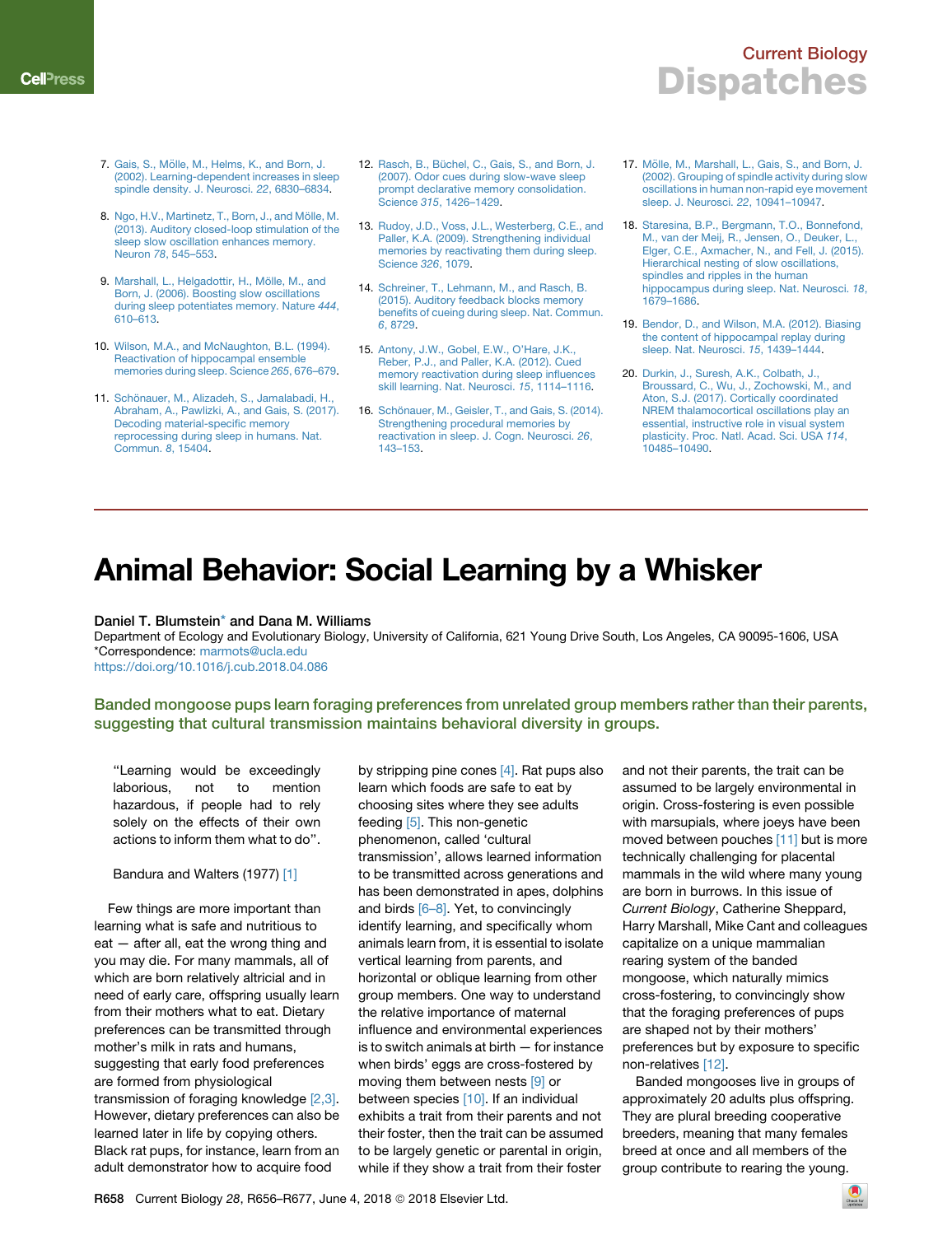7. Gais, S., Mölle, M., Helms, K., and Born, J. (2002). Learning-dependent increases in sleep spindle density. J. Neurosci. *22*, 6830–6834.

8. Ngo, H.V., Martinetz, T., Born, J., and Mölle, M. (2013). Auditory closed-loop stimulation of the sleep slow oscillation enhances memory. Neuron *78*, 545–553.

9. Marshall, L., Helgadottir, H., Mölle, M., and Born, J. (2006). Boosting slow oscillations during sleep potentiates memory. Nature *444*, 610–613.

10. Wilson, M.A., and McNaughton, B.L. (1994). Reactivation of hippocampal ensemble memories during sleep. Science *265*, 676–679.

11. Schönauer, M., Alizadeh, S., Jamalabadi, H., Abraham, A., Pawlizki, A., and Gais, S. (2017). Decoding material-specific memory reprocessing during sleep in humans. Nat. Commun. *8*, 15404.

12. Rasch, B., Büchel, C., Gais, S., and Born, J. (2007). Odor cues during slow-wave sleep prompt declarative memory consolidation. Science *315*, 1426–1429.

13. Rudoy, J.D., Voss, J.L., Westerberg, C.E., and Paller, K.A. (2009). Strengthening individual memories by reactivating them during sleep. Science *326*, 1079.

14. Schreiner, T., Lehmann, M., and Rasch, B. (2015). Auditory feedback blocks memory benefits of cueing during sleep. Nat. Commun. *6*, 8729.

15. Antony, J.W., Gobel, E.W., O'Hare, J.K., Reber, P.J., and Paller, K.A. (2012). Cued memory reactivation during sleep influences skill learning. Nat. Neurosci. *15*, 1114–1116.

16. Schönauer, M., Geisler, T., and Gais, S. (2014). Strengthening procedural memories by reactivation in sleep. J. Cogn. Neurosci. *26*, 143–153.

17. Mölle, M., Marshall, L., Gais, S., and Born, J. (2002). Grouping of spindle activity during slow oscillations in human non-rapid eye movement sleep. J. Neurosci. *22*, 10941–10947.

18. Staresina, B.P., Bergmann, T.O., Bonnefond, M., van der Meij, R., Jensen, O., Deuker, L., Elger, C.E., Axmacher, N., and Fell, J. (2015). Hierarchical nesting of slow oscillations, spindles and ripples in the human hippocampus during sleep. Nat. Neurosci. *18*, 1679–1686.

19. Bendor, D., and Wilson, M.A. (2012). Biasing the content of hippocampal replay during sleep. Nat. Neurosci. *15*, 1439–1444.

20. Durkin, J., Suresh, A.K., Colbath, J., Broussard, C., Wu, J., Zochowski, M., and Aton, S.J. (2017). Cortically coordinated NREM thalamocortical oscillations play an essential, instructive role in visual system plasticity. Proc. Natl. Acad. Sci. USA *114*, 10485–10490.

# Animal Behavior: Social Learning by a Whisker

**Daniel T. Blumstein\* and Dana M. Williams**

Department of Ecology and Evolutionary Biology, University of California, 621 Young Drive South, Los Angeles, CA 90095-1606, USA

\*Correspondence: marmots@ucla.edu

https://doi.org/10.1016/j.cub.2018.04.086

**Banded mongoose pups learn foraging preferences from unrelated group members rather than their parents, suggesting that cultural transmission maintains behavioral diversity in groups.**

> "Learning would be exceedingly laborious, not to mention hazardous, if people had to rely solely on the effects of their own actions to inform them what to do".
>
> Bandura and Walters (1977) [1]

Few things are more important than learning what is safe and nutritious to eat — after all, eat the wrong thing and you may die. For many mammals, all of which are born relatively altricial and in need of early care, offspring usually learn from their mothers what to eat. Dietary preferences can be transmitted through mother's milk in rats and humans, suggesting that early food preferences are formed from physiological transmission of foraging knowledge [2,3]. However, dietary preferences can also be learned later in life by copying others. Black rat pups, for instance, learn from an adult demonstrator how to acquire food by stripping pine cones [4]. Rat pups also learn which foods are safe to eat by choosing sites where they see adults feeding [5]. This non-genetic phenomenon, called 'cultural transmission', allows learned information to be transmitted across generations and has been demonstrated in apes, dolphins and birds [6–8]. Yet, to convincingly identify learning, and specifically whom animals learn from, it is essential to isolate vertical learning from parents, and horizontal or oblique learning from other group members. One way to understand the relative importance of maternal influence and environmental experiences is to switch animals at birth — for instance when birds' eggs are cross-fostered by moving them between nests [9] or between species [10]. If an individual exhibits a trait from their parents and not their foster, then the trait can be assumed to be largely genetic or parental in origin, while if they show a trait from their foster and not their parents, the trait can be assumed to be largely environmental in origin. Cross-fostering is even possible with marsupials, where joeys have been moved between pouches [11] but is more technically challenging for placental mammals in the wild where many young are born in burrows. In this issue of *Current Biology*, Catherine Sheppard, Harry Marshall, Mike Cant and colleagues capitalize on a unique mammalian rearing system of the banded mongoose, which naturally mimics cross-fostering, to convincingly show that the foraging preferences of pups are shaped not by their mothers' preferences but by exposure to specific non-relatives [12].

Banded mongooses live in groups of approximately 20 adults plus offspring. They are plural breeding cooperative breeders, meaning that many females breed at once and all members of the group contribute to rearing the young.